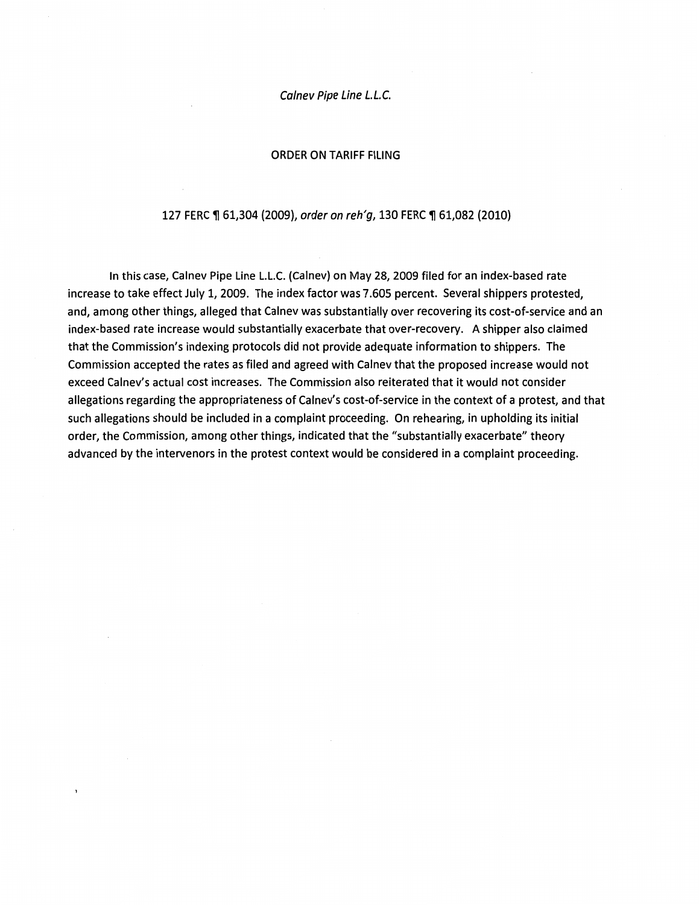*Calnev Pipe Line L.L.C.*

ORDER ON TARIFF FILING

127 FERC ¶ 61,304 (2009), *order on reh'g*, 130 FERC ¶ 61,082 (2010)

In this case, Calnev Pipe Line L.L.C. (Calnev) on May 28, 2009 filed for an index-based rate increase to take effect July 1, 2009. The index factor was 7.605 percent. Several shippers protested, and, among other things, alleged that Calnev was substantially over recovering its cost-of-service and an index-based rate increase would substantially exacerbate that over-recovery. A shipper also claimed that the Commission's indexing protocols did not provide adequate information to shippers. The Commission accepted the rates as filed and agreed with Calnev that the proposed increase would not exceed Calnev's actual cost increases. The Commission also reiterated that it would not consider allegations regarding the appropriateness of Calnev's cost-of-service in the context of a protest, and that such allegations should be included in a complaint proceeding. On rehearing, in upholding its initial order, the Commission, among other things, indicated that the "substantially exacerbate" theory advanced by the intervenors in the protest context would be considered in a complaint proceeding.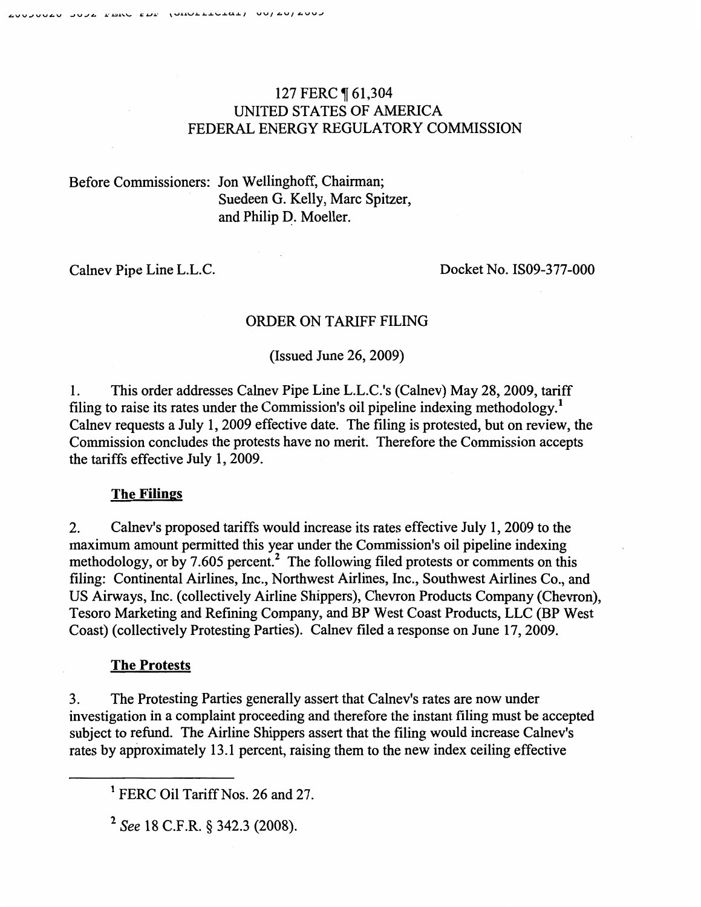127 FERC ¶ 61,304
UNITED STATES OF AMERICA
FEDERAL ENERGY REGULATORY COMMISSION

Before Commissioners: Jon Wellinghoff, Chairman;
Suedeen G. Kelly, Marc Spitzer,
and Philip D. Moeller.

Calnev Pipe Line L.L.C. Docket No. IS09-377-000

ORDER ON TARIFF FILING

(Issued June 26, 2009)

1. This order addresses Calnev Pipe Line L.L.C.'s (Calnev) May 28, 2009, tariff filing to raise its rates under the Commission's oil pipeline indexing methodology.[1] Calnev requests a July 1, 2009 effective date. The filing is protested, but on review, the Commission concludes the protests have no merit. Therefore the Commission accepts the tariffs effective July 1, 2009.

**The Filings**

2. Calnev's proposed tariffs would increase its rates effective July 1, 2009 to the maximum amount permitted this year under the Commission's oil pipeline indexing methodology, or by 7.605 percent.[2] The following filed protests or comments on this filing: Continental Airlines, Inc., Northwest Airlines, Inc., Southwest Airlines Co., and US Airways, Inc. (collectively Airline Shippers), Chevron Products Company (Chevron), Tesoro Marketing and Refining Company, and BP West Coast Products, LLC (BP West Coast) (collectively Protesting Parties). Calnev filed a response on June 17, 2009.

**The Protests**

3. The Protesting Parties generally assert that Calnev's rates are now under investigation in a complaint proceeding and therefore the instant filing must be accepted subject to refund. The Airline Shippers assert that the filing would increase Calnev's rates by approximately 13.1 percent, raising them to the new index ceiling effective

---

[1] FERC Oil Tariff Nos. 26 and 27.

[2] *See* 18 C.F.R. § 342.3 (2008).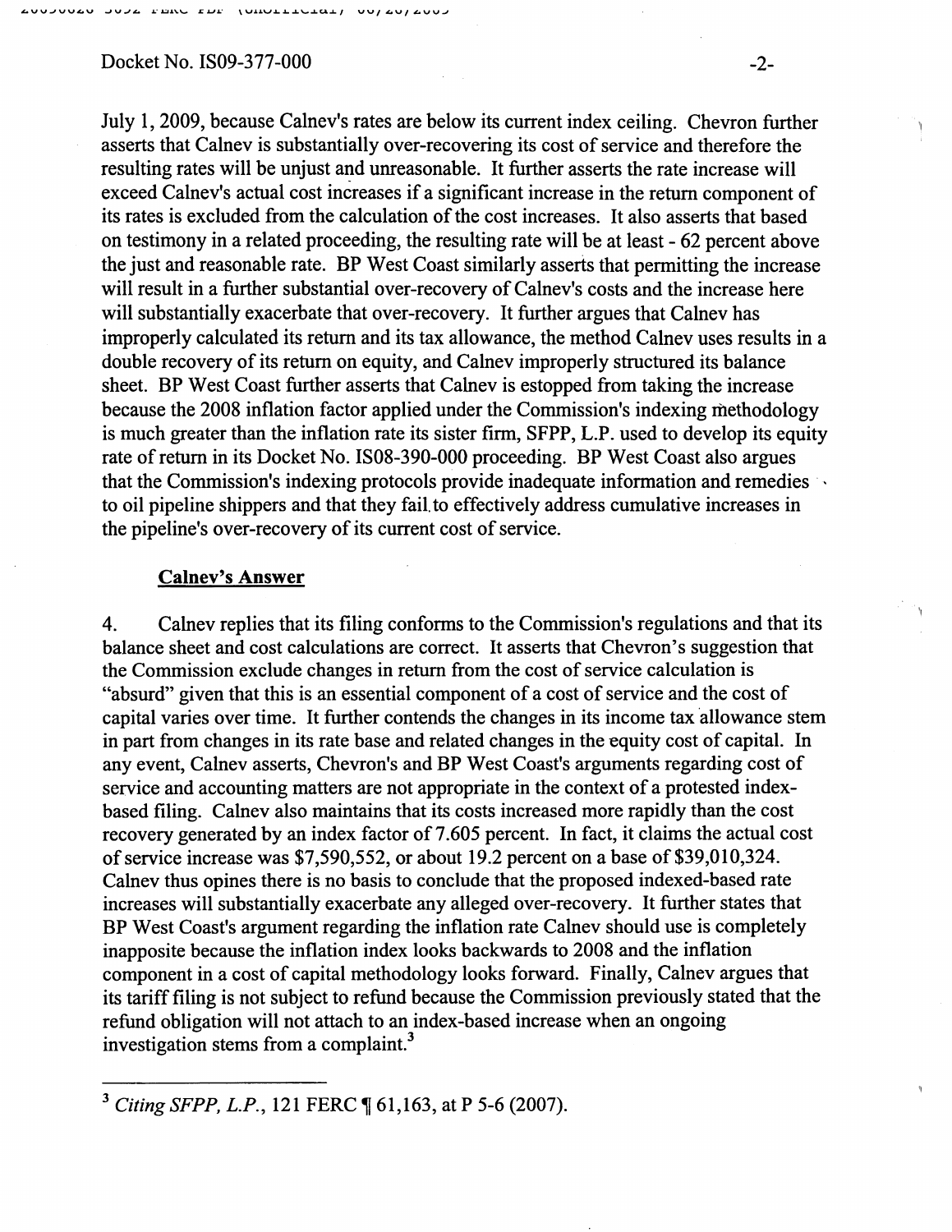July 1, 2009, because Calnev's rates are below its current index ceiling. Chevron further asserts that Calnev is substantially over-recovering its cost of service and therefore the resulting rates will be unjust and unreasonable. It further asserts the rate increase will exceed Calnev's actual cost increases if a significant increase in the return component of its rates is excluded from the calculation of the cost increases. It also asserts that based on testimony in a related proceeding, the resulting rate will be at least - 62 percent above the just and reasonable rate. BP West Coast similarly asserts that permitting the increase will result in a further substantial over-recovery of Calnev's costs and the increase here will substantially exacerbate that over-recovery. It further argues that Calnev has improperly calculated its return and its tax allowance, the method Calnev uses results in a double recovery of its return on equity, and Calnev improperly structured its balance sheet. BP West Coast further asserts that Calnev is estopped from taking the increase because the 2008 inflation factor applied under the Commission's indexing methodology is much greater than the inflation rate its sister firm, SFPP, L.P. used to develop its equity rate of return in its Docket No. IS08-390-000 proceeding. BP West Coast also argues that the Commission's indexing protocols provide inadequate information and remedies to oil pipeline shippers and that they fail to effectively address cumulative increases in the pipeline's over-recovery of its current cost of service.

**Calnev's Answer**

4. Calnev replies that its filing conforms to the Commission's regulations and that its balance sheet and cost calculations are correct. It asserts that Chevron's suggestion that the Commission exclude changes in return from the cost of service calculation is "absurd" given that this is an essential component of a cost of service and the cost of capital varies over time. It further contends the changes in its income tax allowance stem in part from changes in its rate base and related changes in the equity cost of capital. In any event, Calnev asserts, Chevron's and BP West Coast's arguments regarding cost of service and accounting matters are not appropriate in the context of a protested index-based filing. Calnev also maintains that its costs increased more rapidly than the cost recovery generated by an index factor of 7.605 percent. In fact, it claims the actual cost of service increase was $7,590,552, or about 19.2 percent on a base of $39,010,324. Calnev thus opines there is no basis to conclude that the proposed indexed-based rate increases will substantially exacerbate any alleged over-recovery. It further states that BP West Coast's argument regarding the inflation rate Calnev should use is completely inapposite because the inflation index looks backwards to 2008 and the inflation component in a cost of capital methodology looks forward. Finally, Calnev argues that its tariff filing is not subject to refund because the Commission previously stated that the refund obligation will not attach to an index-based increase when an ongoing investigation stems from a complaint.[3]

---

[3] *Citing SFPP, L.P.*, 121 FERC ¶ 61,163, at P 5-6 (2007).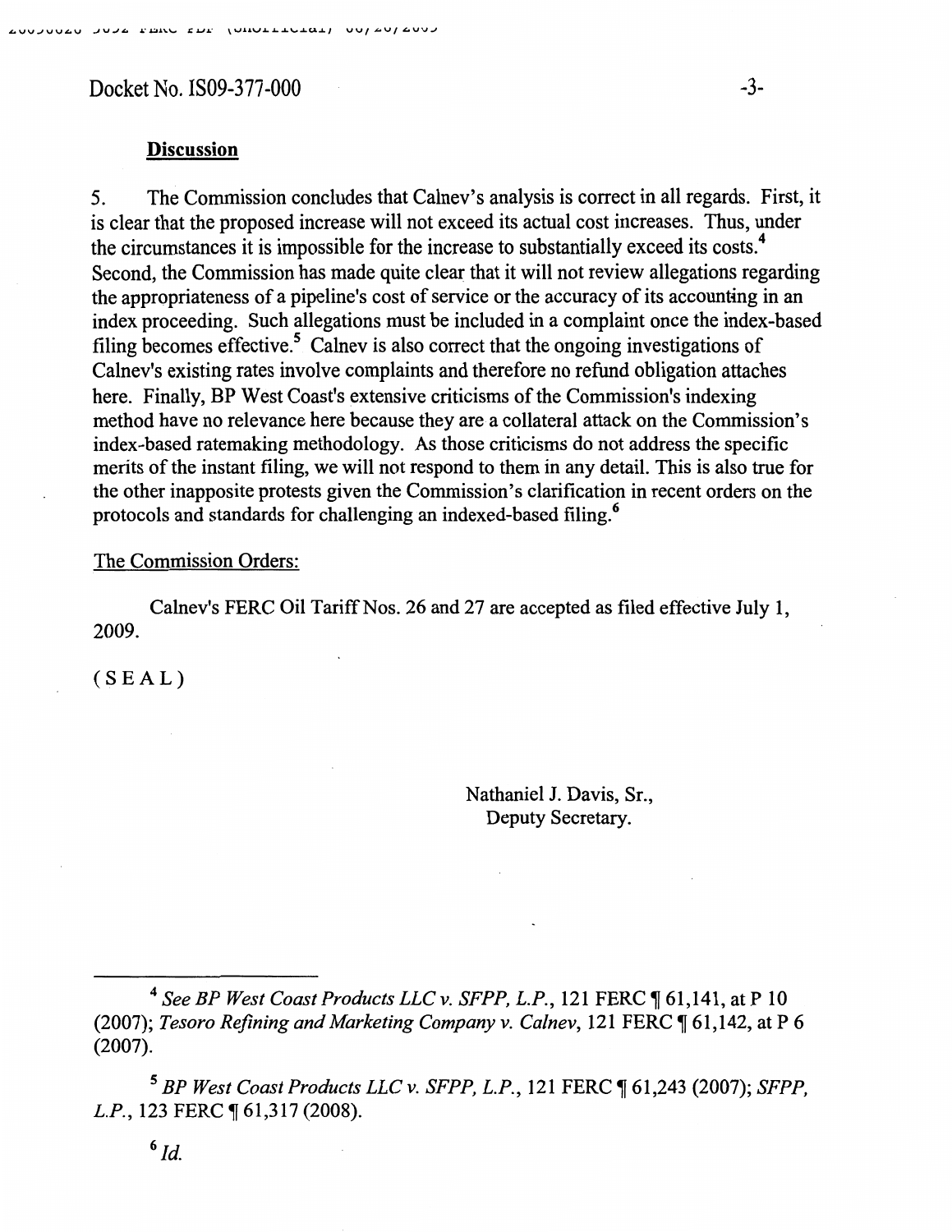Docket No. IS09-377-000

**Discussion**

5. The Commission concludes that Calnev's analysis is correct in all regards. First, it is clear that the proposed increase will not exceed its actual cost increases. Thus, under the circumstances it is impossible for the increase to substantially exceed its costs.[4] Second, the Commission has made quite clear that it will not review allegations regarding the appropriateness of a pipeline's cost of service or the accuracy of its accounting in an index proceeding. Such allegations must be included in a complaint once the index-based filing becomes effective.[5] Calnev is also correct that the ongoing investigations of Calnev's existing rates involve complaints and therefore no refund obligation attaches here. Finally, BP West Coast's extensive criticisms of the Commission's indexing method have no relevance here because they are a collateral attack on the Commission's index-based ratemaking methodology. As those criticisms do not address the specific merits of the instant filing, we will not respond to them in any detail. This is also true for the other inapposite protests given the Commission's clarification in recent orders on the protocols and standards for challenging an indexed-based filing.[6]

The Commission Orders:

Calnev's FERC Oil Tariff Nos. 26 and 27 are accepted as filed effective July 1, 2009.

( S E A L )

Nathaniel J. Davis, Sr.,
Deputy Secretary.

---

[4] *See BP West Coast Products LLC v. SFPP, L.P.*, 121 FERC ¶ 61,141, at P 10 (2007); *Tesoro Refining and Marketing Company v. Calnev*, 121 FERC ¶ 61,142, at P 6 (2007).

[5] *BP West Coast Products LLC v. SFPP, L.P.*, 121 FERC ¶ 61,243 (2007); *SFPP, L.P.*, 123 FERC ¶ 61,317 (2008).

[6] *Id.*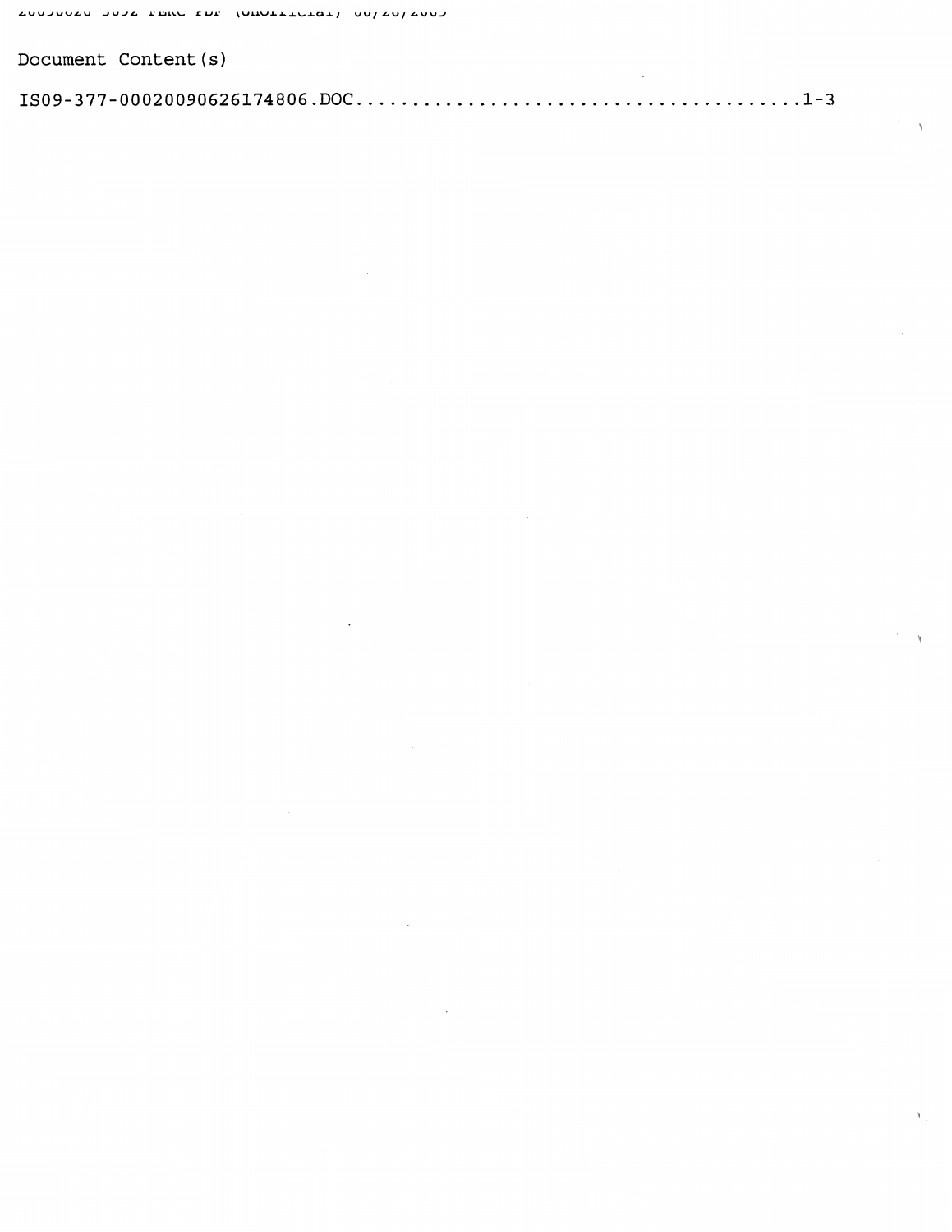Document Content(s)

IS09-377-00020090626174806.DOC......................................1-3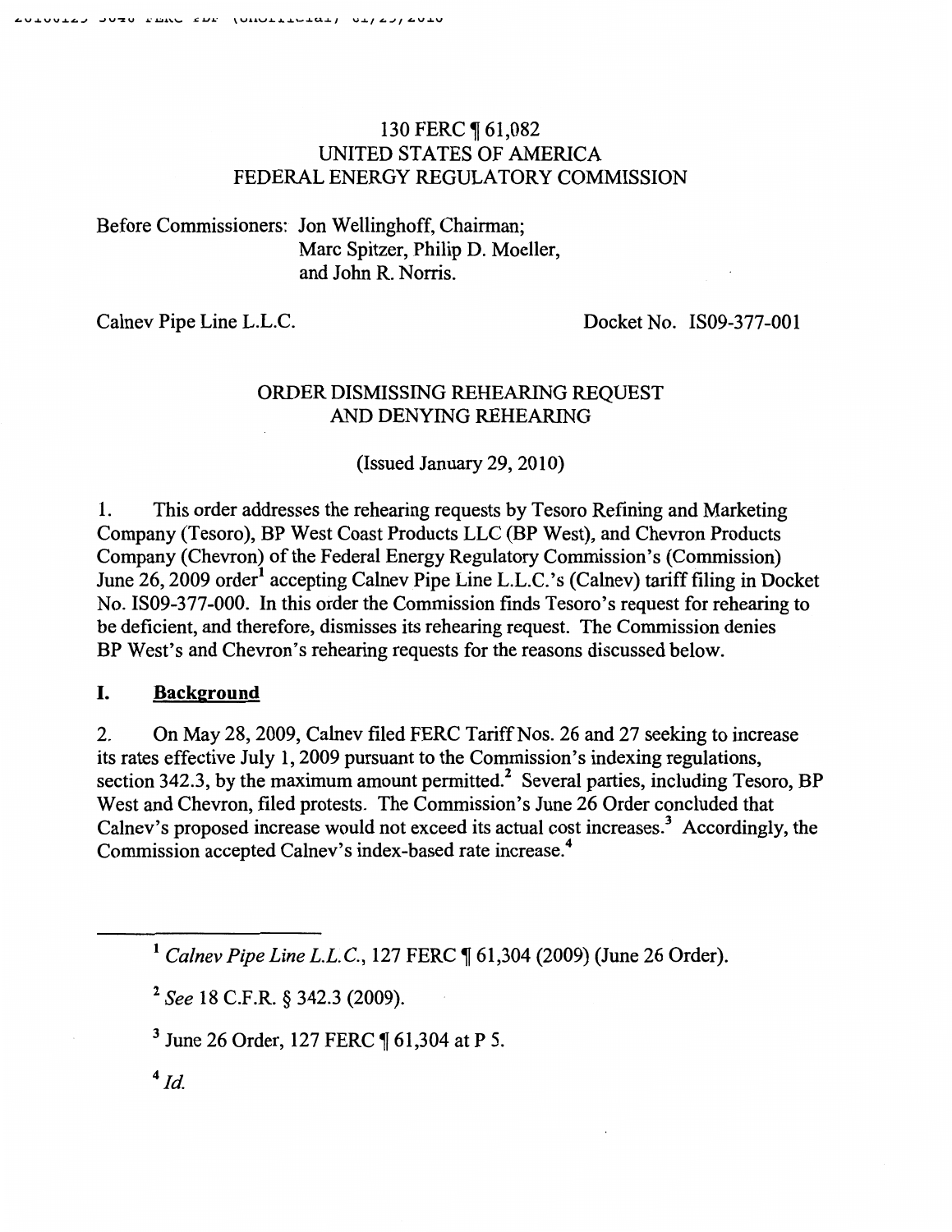130 FERC ¶ 61,082
UNITED STATES OF AMERICA
FEDERAL ENERGY REGULATORY COMMISSION

Before Commissioners: Jon Wellinghoff, Chairman;
Marc Spitzer, Philip D. Moeller,
and John R. Norris.

Calnev Pipe Line L.L.C. Docket No. IS09-377-001

ORDER DISMISSING REHEARING REQUEST
AND DENYING REHEARING

(Issued January 29, 2010)

1. This order addresses the rehearing requests by Tesoro Refining and Marketing Company (Tesoro), BP West Coast Products LLC (BP West), and Chevron Products Company (Chevron) of the Federal Energy Regulatory Commission's (Commission) June 26, 2009 order[1] accepting Calnev Pipe Line L.L.C.'s (Calnev) tariff filing in Docket No. IS09-377-000. In this order the Commission finds Tesoro's request for rehearing to be deficient, and therefore, dismisses its rehearing request. The Commission denies BP West's and Chevron's rehearing requests for the reasons discussed below.

## I. Background

2. On May 28, 2009, Calnev filed FERC Tariff Nos. 26 and 27 seeking to increase its rates effective July 1, 2009 pursuant to the Commission's indexing regulations, section 342.3, by the maximum amount permitted.[2] Several parties, including Tesoro, BP West and Chevron, filed protests. The Commission's June 26 Order concluded that Calnev's proposed increase would not exceed its actual cost increases.[3] Accordingly, the Commission accepted Calnev's index-based rate increase.[4]

---

[1] *Calnev Pipe Line L.L.C.*, 127 FERC ¶ 61,304 (2009) (June 26 Order).

[2] *See* 18 C.F.R. § 342.3 (2009).

[3] June 26 Order, 127 FERC ¶ 61,304 at P 5.

[4] *Id.*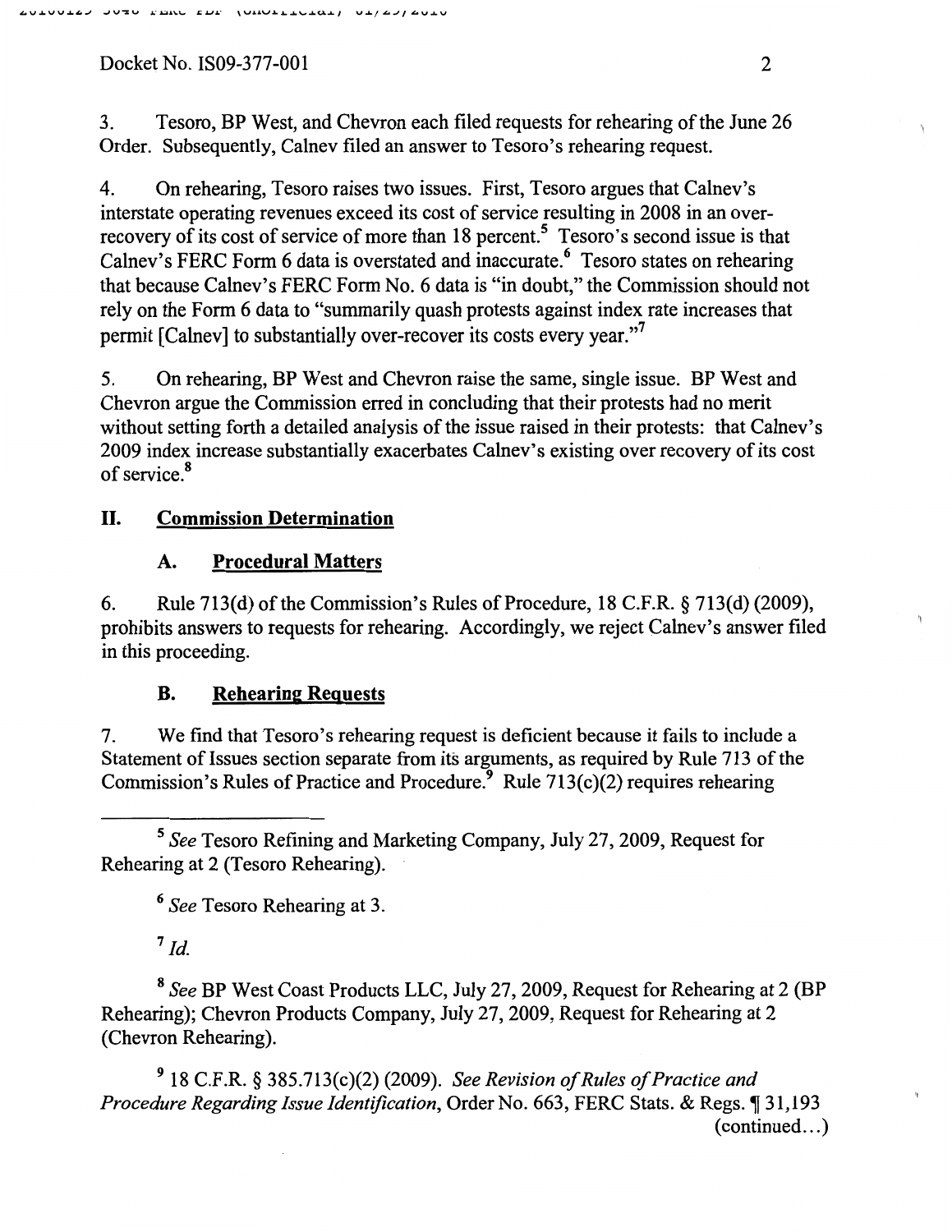3. Tesoro, BP West, and Chevron each filed requests for rehearing of the June 26 Order. Subsequently, Calnev filed an answer to Tesoro's rehearing request.

4. On rehearing, Tesoro raises two issues. First, Tesoro argues that Calnev's interstate operating revenues exceed its cost of service resulting in 2008 in an over-recovery of its cost of service of more than 18 percent.[5] Tesoro's second issue is that Calnev's FERC Form 6 data is overstated and inaccurate.[6] Tesoro states on rehearing that because Calnev's FERC Form No. 6 data is "in doubt," the Commission should not rely on the Form 6 data to "summarily quash protests against index rate increases that permit [Calnev] to substantially over-recover its costs every year."[7]

5. On rehearing, BP West and Chevron raise the same, single issue. BP West and Chevron argue the Commission erred in concluding that their protests had no merit without setting forth a detailed analysis of the issue raised in their protests: that Calnev's 2009 index increase substantially exacerbates Calnev's existing over recovery of its cost of service.[8]

## II. Commission Determination

### A. Procedural Matters

6. Rule 713(d) of the Commission's Rules of Procedure, 18 C.F.R. § 713(d) (2009), prohibits answers to requests for rehearing. Accordingly, we reject Calnev's answer filed in this proceeding.

### B. Rehearing Requests

7. We find that Tesoro's rehearing request is deficient because it fails to include a Statement of Issues section separate from its arguments, as required by Rule 713 of the Commission's Rules of Practice and Procedure.[9] Rule 713(c)(2) requires rehearing

---

[5] *See* Tesoro Refining and Marketing Company, July 27, 2009, Request for Rehearing at 2 (Tesoro Rehearing).

[6] *See* Tesoro Rehearing at 3.

[7] *Id.*

[8] *See* BP West Coast Products LLC, July 27, 2009, Request for Rehearing at 2 (BP Rehearing); Chevron Products Company, July 27, 2009, Request for Rehearing at 2 (Chevron Rehearing).

[9] 18 C.F.R. § 385.713(c)(2) (2009). *See Revision of Rules of Practice and Procedure Regarding Issue Identification*, Order No. 663, FERC Stats. & Regs. ¶ 31,193 (continued...)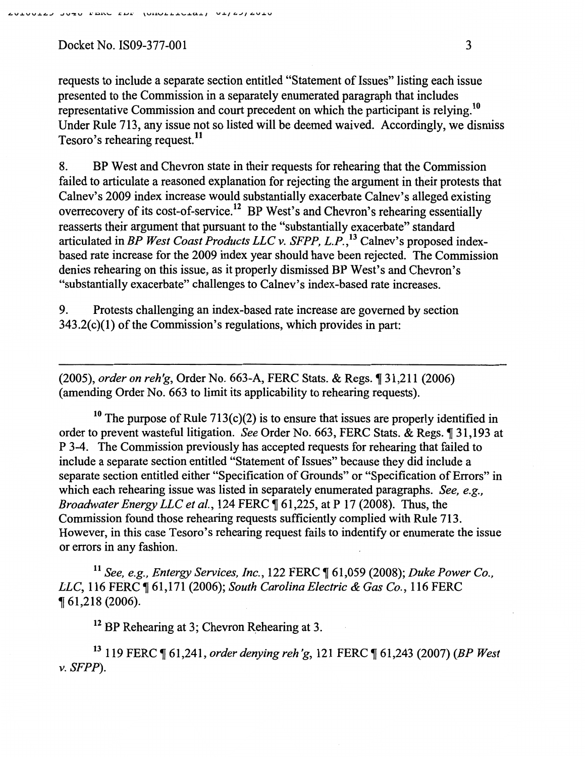requests to include a separate section entitled "Statement of Issues" listing each issue presented to the Commission in a separately enumerated paragraph that includes representative Commission and court precedent on which the participant is relying.[10] Under Rule 713, any issue not so listed will be deemed waived. Accordingly, we dismiss Tesoro's rehearing request.[11]

8. BP West and Chevron state in their requests for rehearing that the Commission failed to articulate a reasoned explanation for rejecting the argument in their protests that Calnev's 2009 index increase would substantially exacerbate Calnev's alleged existing overrecovery of its cost-of-service.[12] BP West's and Chevron's rehearing essentially reasserts their argument that pursuant to the "substantially exacerbate" standard articulated in *BP West Coast Products LLC v. SFPP, L.P.*,[13] Calnev's proposed index-based rate increase for the 2009 index year should have been rejected. The Commission denies rehearing on this issue, as it properly dismissed BP West's and Chevron's "substantially exacerbate" challenges to Calnev's index-based rate increases.

9. Protests challenging an index-based rate increase are governed by section 343.2(c)(1) of the Commission's regulations, which provides in part:

---

(2005), *order on reh'g*, Order No. 663-A, FERC Stats. & Regs. ¶ 31,211 (2006) (amending Order No. 663 to limit its applicability to rehearing requests).

[10] The purpose of Rule 713(c)(2) is to ensure that issues are properly identified in order to prevent wasteful litigation. *See* Order No. 663, FERC Stats. & Regs. ¶ 31,193 at P 3-4. The Commission previously has accepted requests for rehearing that failed to include a separate section entitled "Statement of Issues" because they did include a separate section entitled either "Specification of Grounds" or "Specification of Errors" in which each rehearing issue was listed in separately enumerated paragraphs. *See, e.g., Broadwater Energy LLC et al.*, 124 FERC ¶ 61,225, at P 17 (2008). Thus, the Commission found those rehearing requests sufficiently complied with Rule 713. However, in this case Tesoro's rehearing request fails to indentify or enumerate the issue or errors in any fashion.

[11] *See, e.g., Entergy Services, Inc.*, 122 FERC ¶ 61,059 (2008); *Duke Power Co., LLC*, 116 FERC ¶ 61,171 (2006); *South Carolina Electric & Gas Co.*, 116 FERC ¶ 61,218 (2006).

[12] BP Rehearing at 3; Chevron Rehearing at 3.

[13] 119 FERC ¶ 61,241, *order denying reh'g*, 121 FERC ¶ 61,243 (2007) (*BP West v. SFPP*).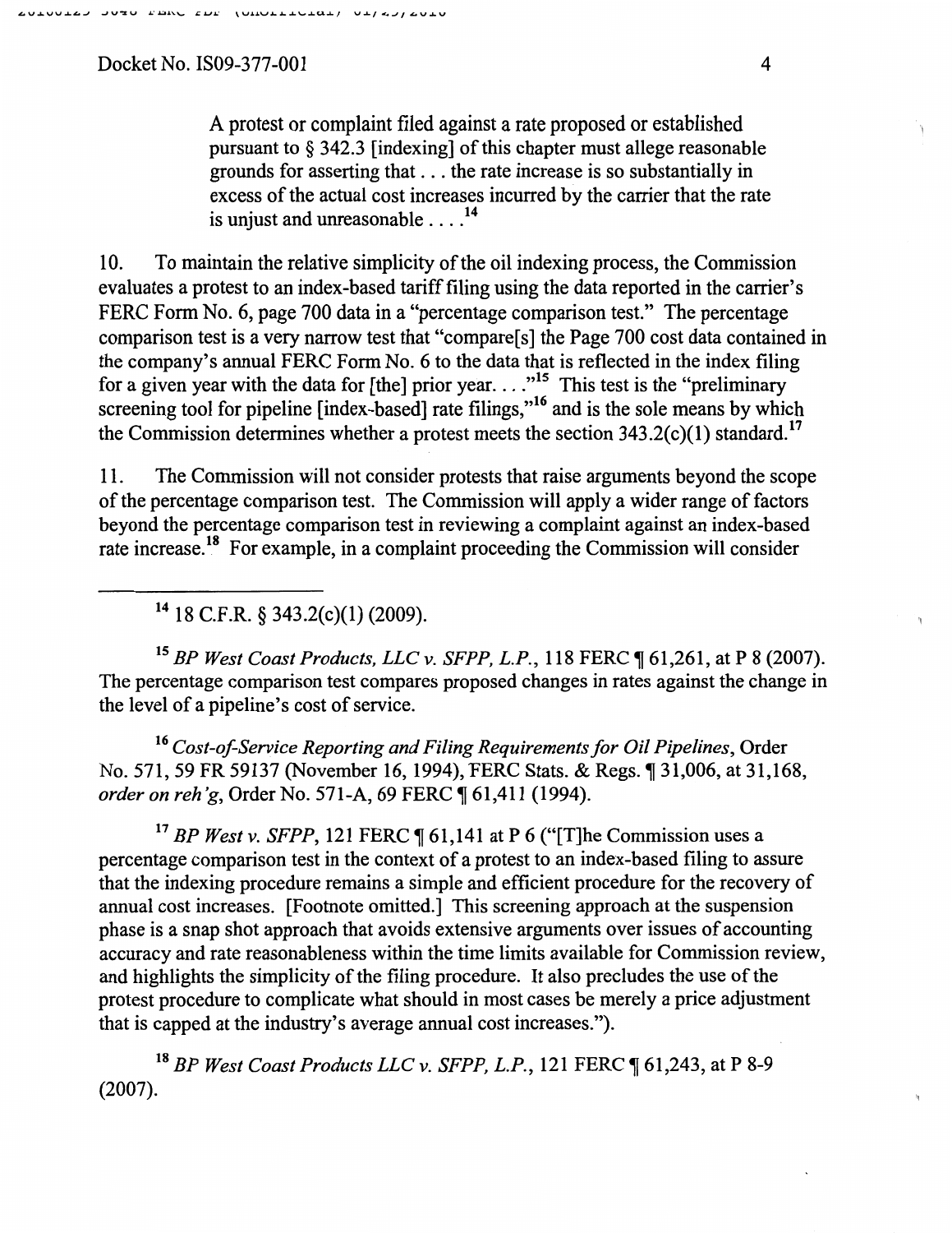> A protest or complaint filed against a rate proposed or established pursuant to § 342.3 [indexing] of this chapter must allege reasonable grounds for asserting that . . . the rate increase is so substantially in excess of the actual cost increases incurred by the carrier that the rate is unjust and unreasonable . . . .[14]

10. To maintain the relative simplicity of the oil indexing process, the Commission evaluates a protest to an index-based tariff filing using the data reported in the carrier's FERC Form No. 6, page 700 data in a "percentage comparison test." The percentage comparison test is a very narrow test that "compare[s] the Page 700 cost data contained in the company's annual FERC Form No. 6 to the data that is reflected in the index filing for a given year with the data for [the] prior year. . . ."[15] This test is the "preliminary screening tool for pipeline [index-based] rate filings,"[16] and is the sole means by which the Commission determines whether a protest meets the section 343.2(c)(1) standard.[17]

11. The Commission will not consider protests that raise arguments beyond the scope of the percentage comparison test. The Commission will apply a wider range of factors beyond the percentage comparison test in reviewing a complaint against an index-based rate increase.[18] For example, in a complaint proceeding the Commission will consider

---

[14] 18 C.F.R. § 343.2(c)(1) (2009).

[15] *BP West Coast Products, LLC v. SFPP, L.P.*, 118 FERC ¶ 61,261, at P 8 (2007). The percentage comparison test compares proposed changes in rates against the change in the level of a pipeline's cost of service.

[16] *Cost-of-Service Reporting and Filing Requirements for Oil Pipelines*, Order No. 571, 59 FR 59137 (November 16, 1994), FERC Stats. & Regs. ¶ 31,006, at 31,168, *order on reh'g*, Order No. 571-A, 69 FERC ¶ 61,411 (1994).

[17] *BP West v. SFPP*, 121 FERC ¶ 61,141 at P 6 ("[T]he Commission uses a percentage comparison test in the context of a protest to an index-based filing to assure that the indexing procedure remains a simple and efficient procedure for the recovery of annual cost increases. [Footnote omitted.] This screening approach at the suspension phase is a snap shot approach that avoids extensive arguments over issues of accounting accuracy and rate reasonableness within the time limits available for Commission review, and highlights the simplicity of the filing procedure. It also precludes the use of the protest procedure to complicate what should in most cases be merely a price adjustment that is capped at the industry's average annual cost increases.").

[18] *BP West Coast Products LLC v. SFPP, L.P.*, 121 FERC ¶ 61,243, at P 8-9 (2007).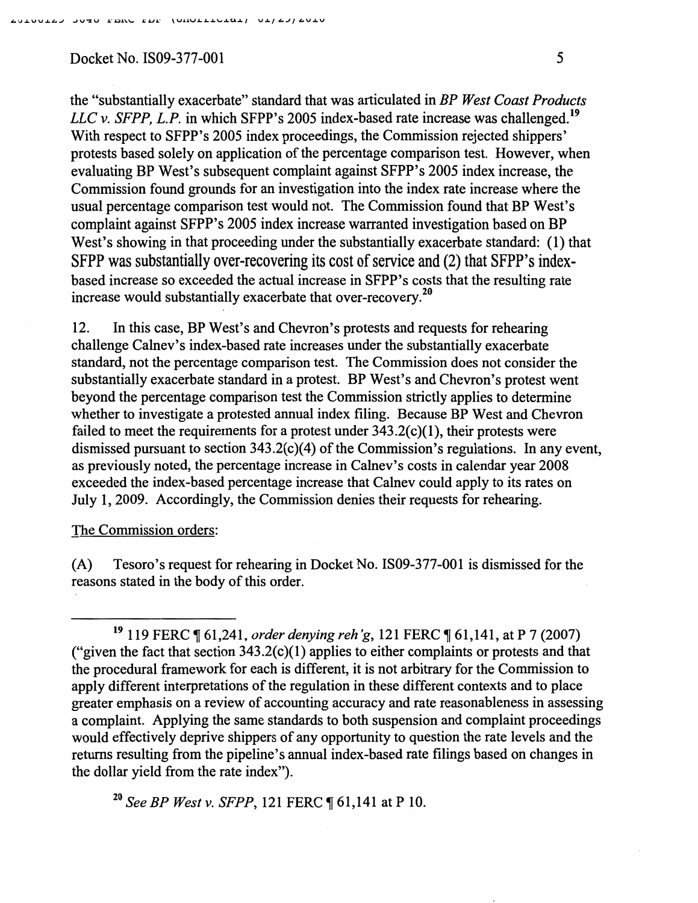the "substantially exacerbate" standard that was articulated in *BP West Coast Products LLC v. SFPP, L.P.* in which SFPP's 2005 index-based rate increase was challenged.[19] With respect to SFPP's 2005 index proceedings, the Commission rejected shippers' protests based solely on application of the percentage comparison test. However, when evaluating BP West's subsequent complaint against SFPP's 2005 index increase, the Commission found grounds for an investigation into the index rate increase where the usual percentage comparison test would not. The Commission found that BP West's complaint against SFPP's 2005 index increase warranted investigation based on BP West's showing in that proceeding under the substantially exacerbate standard: (1) that SFPP was substantially over-recovering its cost of service and (2) that SFPP's index-based increase so exceeded the actual increase in SFPP's costs that the resulting rate increase would substantially exacerbate that over-recovery.[20]

12. In this case, BP West's and Chevron's protests and requests for rehearing challenge Calnev's index-based rate increases under the substantially exacerbate standard, not the percentage comparison test. The Commission does not consider the substantially exacerbate standard in a protest. BP West's and Chevron's protest went beyond the percentage comparison test the Commission strictly applies to determine whether to investigate a protested annual index filing. Because BP West and Chevron failed to meet the requirements for a protest under 343.2(c)(1), their protests were dismissed pursuant to section 343.2(c)(4) of the Commission's regulations. In any event, as previously noted, the percentage increase in Calnev's costs in calendar year 2008 exceeded the index-based percentage increase that Calnev could apply to its rates on July 1, 2009. Accordingly, the Commission denies their requests for rehearing.

The Commission orders:

(A) Tesoro's request for rehearing in Docket No. IS09-377-001 is dismissed for the reasons stated in the body of this order.

---

[19] 119 FERC ¶ 61,241, *order denying reh'g*, 121 FERC ¶ 61,141, at P 7 (2007) ("given the fact that section 343.2(c)(1) applies to either complaints or protests and that the procedural framework for each is different, it is not arbitrary for the Commission to apply different interpretations of the regulation in these different contexts and to place greater emphasis on a review of accounting accuracy and rate reasonableness in assessing a complaint. Applying the same standards to both suspension and complaint proceedings would effectively deprive shippers of any opportunity to question the rate levels and the returns resulting from the pipeline's annual index-based rate filings based on changes in the dollar yield from the rate index").

[20] *See BP West v. SFPP*, 121 FERC ¶ 61,141 at P 10.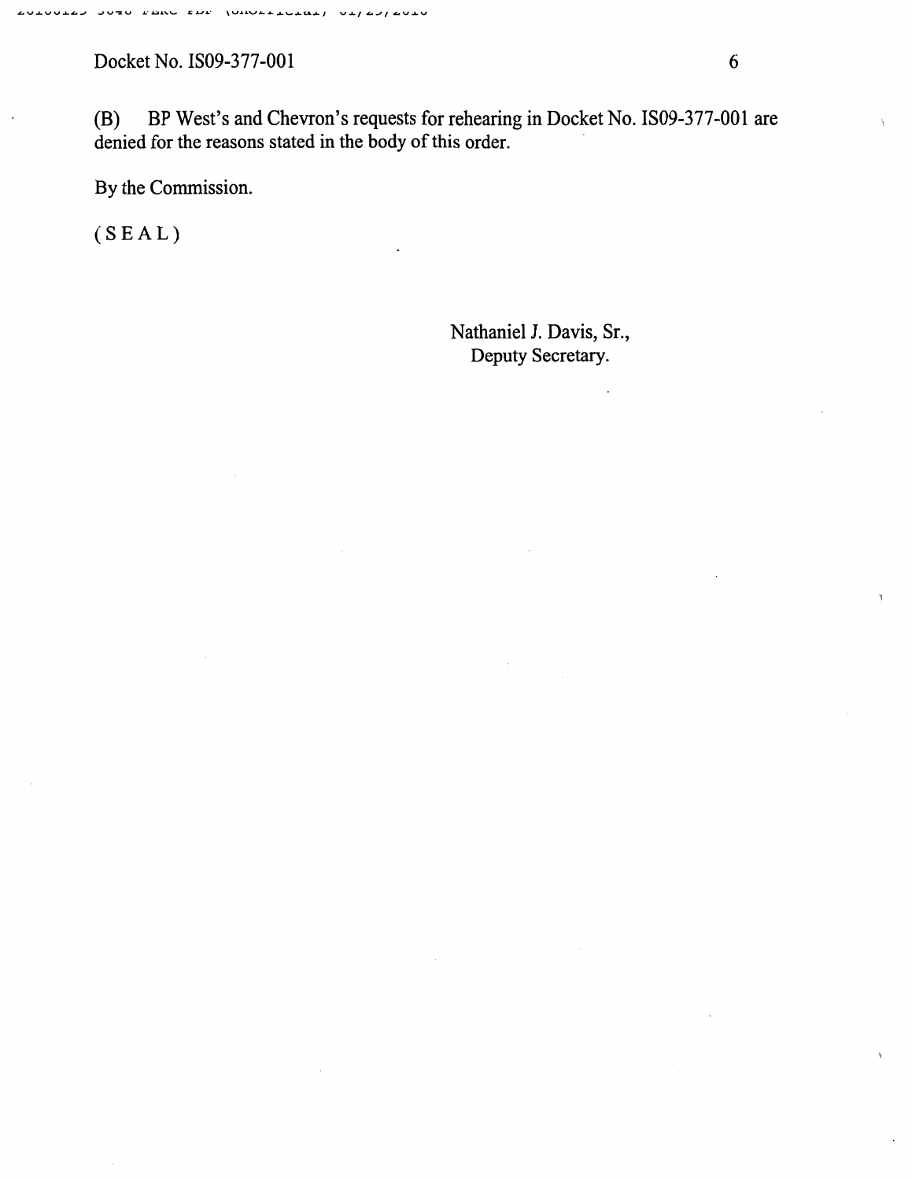(B) BP West's and Chevron's requests for rehearing in Docket No. IS09-377-001 are denied for the reasons stated in the body of this order.

By the Commission.

( S E A L )

Nathaniel J. Davis, Sr.,
Deputy Secretary.